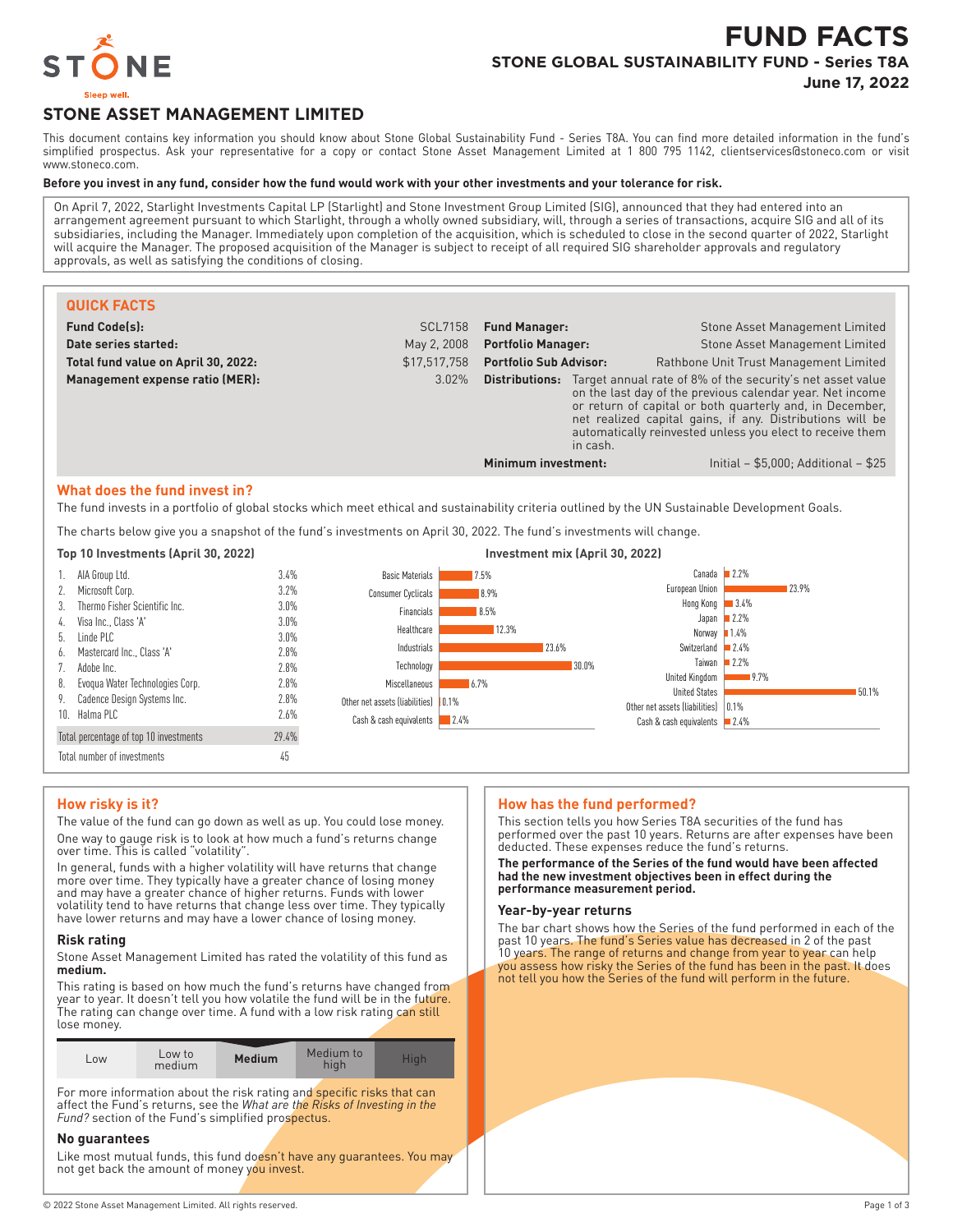# FUND FACTS

## STONE GLOBAL SUSTAINABILITY FUND - Series T8A

**June 17, 2022**

## STONE ASSET MANAGEMENT LIMITED

This document contains key information you should know about Stone Global Sustainability Fund - Series T8A. You can find more detailed information in the fund's simplified prospectus. Ask your representative for a copy or contact Stone Asset Management Limited at 1 800 795 1142, clientservices@stoneco.com or visit www.stoneco.com.

**Before you invest in any fund, consider how the fund would work with your other investments and your tolerance for risk.**

On April 7, 2022, Starlight Investments Capital LP (Starlight) and Stone Investment Group Limited (SIG), announced that they had entered into an arrangement agreement pursuant to which Starlight, through a wholly owned subsidiary, will, through a series of transactions, acquire SIG and all of its subsidiaries, including the Manager. Immediately upon completion of the acquisition, which is scheduled to close in the second quarter of 2022, Starlight will acquire the Manager. The proposed acquisition of the Manager is subject to receipt of all required SIG shareholder approvals and regulatory approvals, as well as satisfying the conditions of closing.

### QUICK FACTS

| | | | |
|---|---|---|---|
| **Fund Code(s):** | SCL7158 | **Fund Manager:** | Stone Asset Management Limited |
| **Date series started:** | May 2, 2008 | **Portfolio Manager:** | Stone Asset Management Limited |
| **Total fund value on April 30, 2022:** | $17,517,758 | **Portfolio Sub Advisor:** | Rathbone Unit Trust Management Limited |
| **Management expense ratio (MER):** | 3.02% | **Distributions:** | Target annual rate of 8% of the security's net asset value on the last day of the previous calendar year. Net income or return of capital or both quarterly and, in December, net realized capital gains, if any. Distributions will be automatically reinvested unless you elect to receive them in cash. |
| | | **Minimum investment:** | Initial – $5,000; Additional – $25 |

### What does the fund invest in?

The fund invests in a portfolio of global stocks which meet ethical and sustainability criteria outlined by the UN Sustainable Development Goals.

The charts below give you a snapshot of the fund's investments on April 30, 2022. The fund's investments will change.

**Top 10 Investments (April 30, 2022)**

| | Investment | % |
|---|---|---|
| 1. | AIA Group Ltd. | 3.4% |
| 2. | Microsoft Corp. | 3.2% |
| 3. | Thermo Fisher Scientific Inc. | 3.0% |
| 4. | Visa Inc., Class 'A' | 3.0% |
| 5. | Linde PLC | 3.0% |
| 6. | Mastercard Inc., Class 'A' | 2.8% |
| 7. | Adobe Inc. | 2.8% |
| 8. | Evoqua Water Technologies Corp. | 2.8% |
| 9. | Cadence Design Systems Inc. | 2.8% |
| 10. | Halma PLC | 2.6% |
| | Total percentage of top 10 investments | 29.4% |
| | Total number of investments | 45 |

**Investment mix (April 30, 2022)**

| Sector | % |
|---|---|
| Basic Materials | 7.5% |
| Consumer Cyclicals | 8.9% |
| Financials | 8.5% |
| Healthcare | 12.3% |
| Industrials | 23.6% |
| Technology | 30.0% |
| Miscellaneous | 6.7% |
| Other net assets (liabilities) | 0.1% |
| Cash & cash equivalents | 2.4% |

| Country | % |
|---|---|
| Canada | 2.2% |
| European Union | 23.9% |
| Hong Kong | 3.4% |
| Japan | 2.2% |
| Norway | 1.4% |
| Switzerland | 2.4% |
| Taiwan | 2.2% |
| United Kingdom | 9.7% |
| United States | 50.1% |
| Other net assets (liabilities) | 0.1% |
| Cash & cash equivalents | 2.4% |

### How risky is it?

The value of the fund can go down as well as up. You could lose money.

One way to gauge risk is to look at how much a fund's returns change over time. This is called "volatility".

In general, funds with a higher volatility will have returns that change more over time. They typically have a greater chance of losing money and may have a greater chance of higher returns. Funds with lower volatility tend to have returns that change less over time. They typically have lower returns and may have a lower chance of losing money.

#### Risk rating

Stone Asset Management Limited has rated the volatility of this fund as **medium.**

This rating is based on how much the fund's returns have changed from year to year. It doesn't tell you how volatile the fund will be in the future. The rating can change over time. A fund with a low risk rating can still lose money.

| Low | Low to medium | **Medium** | Medium to high | High |
|---|---|---|---|---|

For more information about the risk rating and specific risks that can affect the Fund's returns, see the *What are the Risks of Investing in the Fund?* section of the Fund's simplified prospectus.

#### No guarantees

Like most mutual funds, this fund doesn't have any guarantees. You may not get back the amount of money you invest.

### How has the fund performed?

This section tells you how Series T8A securities of the fund has performed over the past 10 years. Returns are after expenses have been deducted. These expenses reduce the fund's returns.

**The performance of the Series of the fund would have been affected had the new investment objectives been in effect during the performance measurement period.**

#### Year-by-year returns

The bar chart shows how the Series of the fund performed in each of the past 10 years. The fund's Series value has decreased in 2 of the past 10 years. The range of returns and change from year to year can help you assess how risky the Series of the fund has been in the past. It does not tell you how the Series of the fund will perform in the future.

© 2022 Stone Asset Management Limited. All rights reserved.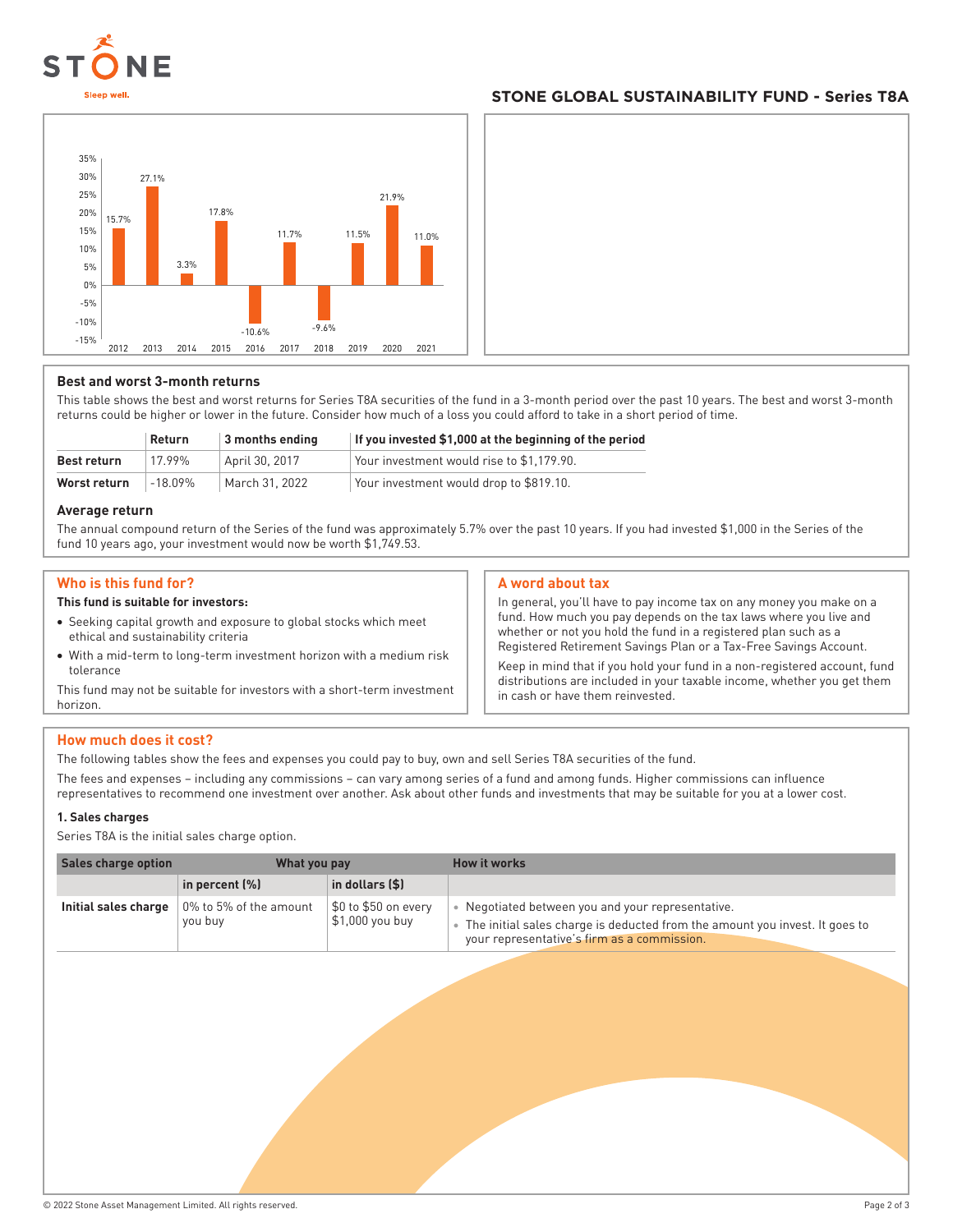## STONE GLOBAL SUSTAINABILITY FUND - Series T8A

| Year | Return |
|---|---|
| 2012 | 15.7% |
| 2013 | 27.1% |
| 2014 | 3.3% |
| 2015 | 17.8% |
| 2016 | -10.6% |
| 2017 | 11.7% |
| 2018 | -9.6% |
| 2019 | 11.5% |
| 2020 | 21.9% |
| 2021 | 11.0% |

### Best and worst 3-month returns

This table shows the best and worst returns for Series T8A securities of the fund in a 3-month period over the past 10 years. The best and worst 3-month returns could be higher or lower in the future. Consider how much of a loss you could afford to take in a short period of time.

| | Return | 3 months ending | If you invested $1,000 at the beginning of the period |
|---|---|---|---|
| **Best return** | 17.99% | April 30, 2017 | Your investment would rise to $1,179.90. |
| **Worst return** | -18.09% | March 31, 2022 | Your investment would drop to $819.10. |

### Average return

The annual compound return of the Series of the fund was approximately 5.7% over the past 10 years. If you had invested $1,000 in the Series of the fund 10 years ago, your investment would now be worth $1,749.53.

## Who is this fund for?

**This fund is suitable for investors:**

- Seeking capital growth and exposure to global stocks which meet ethical and sustainability criteria
- With a mid-term to long-term investment horizon with a medium risk tolerance

This fund may not be suitable for investors with a short-term investment horizon.

## A word about tax

In general, you'll have to pay income tax on any money you make on a fund. How much you pay depends on the tax laws where you live and whether or not you hold the fund in a registered plan such as a Registered Retirement Savings Plan or a Tax-Free Savings Account.

Keep in mind that if you hold your fund in a non-registered account, fund distributions are included in your taxable income, whether you get them in cash or have them reinvested.

## How much does it cost?

The following tables show the fees and expenses you could pay to buy, own and sell Series T8A securities of the fund.

The fees and expenses – including any commissions – can vary among series of a fund and among funds. Higher commissions can influence representatives to recommend one investment over another. Ask about other funds and investments that may be suitable for you at a lower cost.

**1. Sales charges**

Series T8A is the initial sales charge option.

| Sales charge option | What you pay | | How it works |
|---|---|---|---|
| | **in percent (%)** | **in dollars ($)** | |
| **Initial sales charge** | 0% to 5% of the amount you buy | $0 to $50 on every $1,000 you buy | • Negotiated between you and your representative.<br>• The initial sales charge is deducted from the amount you invest. It goes to your representative's firm as a commission. |

© 2022 Stone Asset Management Limited. All rights reserved.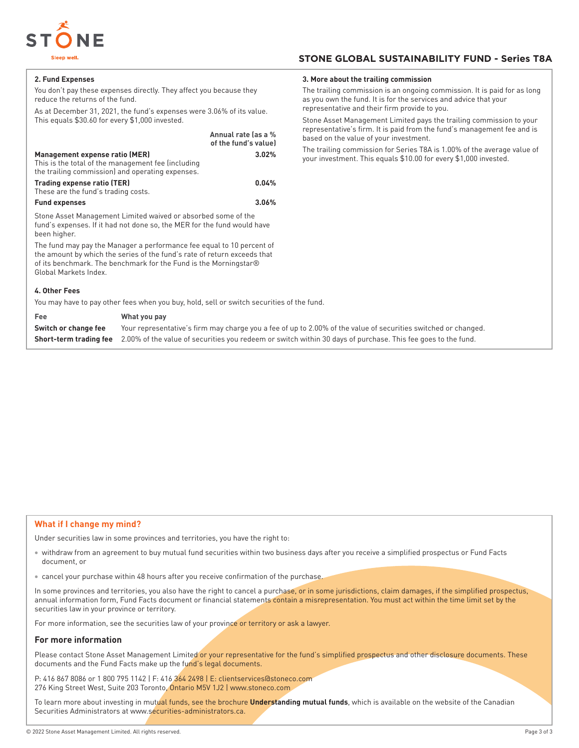## STONE GLOBAL SUSTAINABILITY FUND - Series T8A

### 2. Fund Expenses

You don't pay these expenses directly. They affect you because they reduce the returns of the fund.

As at December 31, 2021, the fund's expenses were 3.06% of its value. This equals $30.60 for every $1,000 invested.

| | Annual rate (as a % of the fund's value) |
|---|---|
| **Management expense ratio (MER)**<br>This is the total of the management fee (including the trailing commission) and operating expenses. | **3.02%** |
| **Trading expense ratio (TER)**<br>These are the fund's trading costs. | **0.04%** |
| **Fund expenses** | **3.06%** |

Stone Asset Management Limited waived or absorbed some of the fund's expenses. If it had not done so, the MER for the fund would have been higher.

The fund may pay the Manager a performance fee equal to 10 percent of the amount by which the series of the fund's rate of return exceeds that of its benchmark. The benchmark for the Fund is the Morningstar® Global Markets Index.

### 3. More about the trailing commission

The trailing commission is an ongoing commission. It is paid for as long as you own the fund. It is for the services and advice that your representative and their firm provide to you.

Stone Asset Management Limited pays the trailing commission to your representative's firm. It is paid from the fund's management fee and is based on the value of your investment.

The trailing commission for Series T8A is 1.00% of the average value of your investment. This equals $10.00 for every $1,000 invested.

### 4. Other Fees

You may have to pay other fees when you buy, hold, sell or switch securities of the fund.

| Fee | What you pay |
|---|---|
| **Switch or change fee** | Your representative's firm may charge you a fee of up to 2.00% of the value of securities switched or changed. |
| **Short-term trading fee** | 2.00% of the value of securities you redeem or switch within 30 days of purchase. This fee goes to the fund. |

## What if I change my mind?

Under securities law in some provinces and territories, you have the right to:

- withdraw from an agreement to buy mutual fund securities within two business days after you receive a simplified prospectus or Fund Facts document, or
- cancel your purchase within 48 hours after you receive confirmation of the purchase.

In some provinces and territories, you also have the right to cancel a purchase, or in some jurisdictions, claim damages, if the simplified prospectus, annual information form, Fund Facts document or financial statements contain a misrepresentation. You must act within the time limit set by the securities law in your province or territory.

For more information, see the securities law of your province or territory or ask a lawyer.

## For more information

Please contact Stone Asset Management Limited or your representative for the fund's simplified prospectus and other disclosure documents. These documents and the Fund Facts make up the fund's legal documents.

P: 416 867 8086 or 1 800 795 1142 | F: 416 364 2498 | E: clientservices@stoneco.com
276 King Street West, Suite 203 Toronto, Ontario M5V 1J2 | www.stoneco.com

To learn more about investing in mutual funds, see the brochure **Understanding mutual funds**, which is available on the website of the Canadian Securities Administrators at www.securities-administrators.ca.

© 2022 Stone Asset Management Limited. All rights reserved.